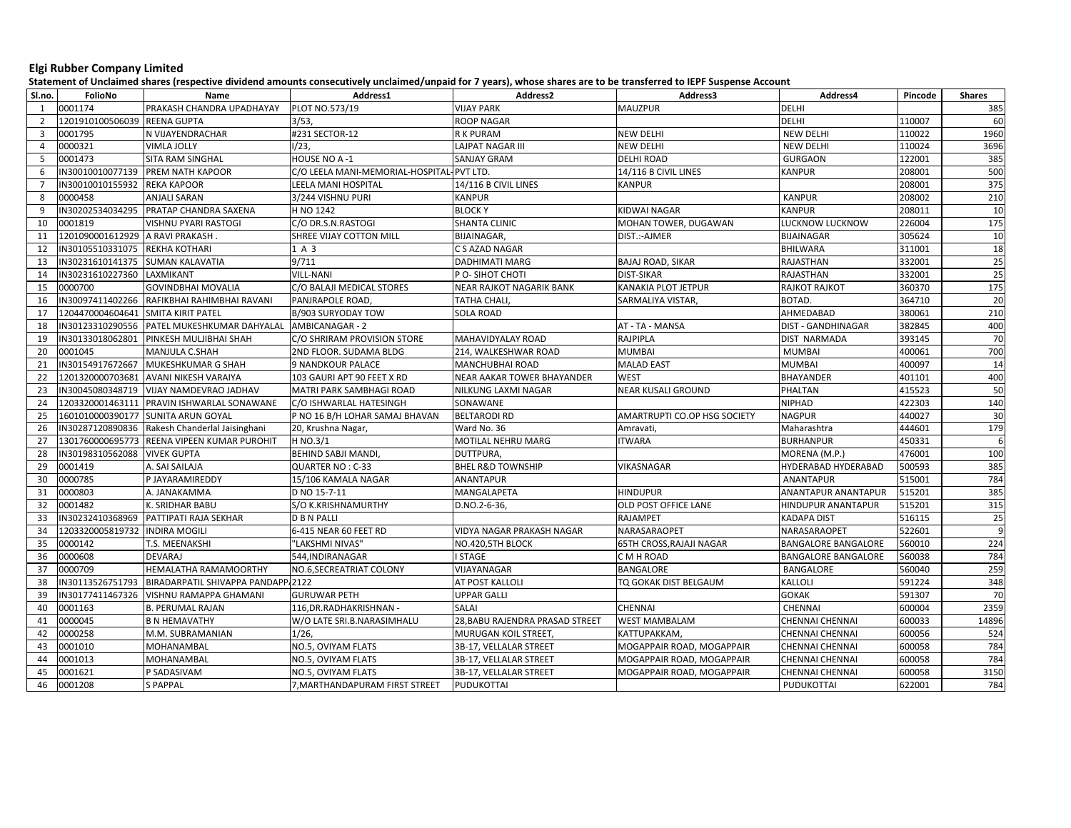**Elgi Rubber Company Limited**

**Statement of Unclaimed shares (respective dividend amounts consecutively unclaimed/unpaid for 7 years), whose shares are to be transferred to IEPF Suspense Account**

| Sl.no. | FolioNo | Name | Address1 | Address2 | Address3 | Address4 | Pincode | Shares |
|---|---|---|---|---|---|---|---|---|
| 1 | 0001174 | PRAKASH CHANDRA UPADHAYAY | PLOT NO.573/19 | VIJAY PARK | MAUZPUR | DELHI | | 385 |
| 2 | 1201910100506039 | REENA GUPTA | 3/53, | ROOP NAGAR | | DELHI | 110007 | 60 |
| 3 | 0001795 | N VIJAYENDRACHAR | #231 SECTOR-12 | R K PURAM | NEW DELHI | NEW DELHI | 110022 | 1960 |
| 4 | 0000321 | VIMLA JOLLY | I/23, | LAJPAT NAGAR III | NEW DELHI | NEW DELHI | 110024 | 3696 |
| 5 | 0001473 | SITA RAM SINGHAL | HOUSE NO A -1 | SANJAY GRAM | DELHI ROAD | GURGAON | 122001 | 385 |
| 6 | IN30010010077139 | PREM NATH KAPOOR | C/O LEELA MANI-MEMORIAL-HOSPITAL- | PVT LTD. | 14/116 B CIVIL LINES | KANPUR | 208001 | 500 |
| 7 | IN30010010155932 | REKA KAPOOR | LEELA MANI HOSPITAL | 14/116 B CIVIL LINES | KANPUR | | 208001 | 375 |
| 8 | 0000458 | ANJALI SARAN | 3/244 VISHNU PURI | KANPUR | | KANPUR | 208002 | 210 |
| 9 | IN30202534034295 | PRATAP CHANDRA SAXENA | H NO 1242 | BLOCK Y | KIDWAI NAGAR | KANPUR | 208011 | 10 |
| 10 | 0001819 | VISHNU PYARI RASTOGI | C/O DR.S.N.RASTOGI | SHANTA CLINIC | MOHAN TOWER, DUGAWAN | LUCKNOW LUCKNOW | 226004 | 175 |
| 11 | 1201090001612929 | A RAVI PRAKASH . | SHREE VIJAY COTTON MILL | BIJAINAGAR, | DIST.:-AJMER | BIJAINAGAR | 305624 | 10 |
| 12 | IN30105510331075 | REKHA KOTHARI | 1 A 3 | C S AZAD NAGAR | | BHILWARA | 311001 | 18 |
| 13 | IN30231610141375 | SUMAN KALAVATIA | 9/711 | DADHIMATI MARG | BAJAJ ROAD, SIKAR | RAJASTHAN | 332001 | 25 |
| 14 | IN30231610227360 | LAXMIKANT | VILL-NANI | P O- SIHOT CHOTI | DIST-SIKAR | RAJASTHAN | 332001 | 25 |
| 15 | 0000700 | GOVINDBHAI MOVALIA | C/O BALAJI MEDICAL STORES | NEAR RAJKOT NAGARIK BANK | KANAKIA PLOT JETPUR | RAJKOT RAJKOT | 360370 | 175 |
| 16 | IN30097411402266 | RAFIKBHAI RAHIMBHAI RAVANI | PANJRAPOLE ROAD, | TATHA CHALI, | SARMALIYA VISTAR, | BOTAD. | 364710 | 20 |
| 17 | 1204470004604641 | SMITA KIRIT PATEL | B/903 SURYODAY TOW | SOLA ROAD | | AHMEDABAD | 380061 | 210 |
| 18 | IN30123310290556 | PATEL MUKESHKUMAR DAHYALAL | AMBICANAGAR - 2 | | AT - TA - MANSA | DIST - GANDHINAGAR | 382845 | 400 |
| 19 | IN30133018062801 | PINKESH MULJIBHAI SHAH | C/O SHRIRAM PROVISION STORE | MAHAVIDYALAY ROAD | RAJPIPLA | DIST NARMADA | 393145 | 70 |
| 20 | 0001045 | MANJULA C.SHAH | 2ND FLOOR. SUDAMA BLDG | 214, WALKESHWAR ROAD | MUMBAI | MUMBAI | 400061 | 700 |
| 21 | IN30154917672667 | MUKESHKUMAR G SHAH | 9 NANDKOUR PALACE | MANCHUBHAI ROAD | MALAD EAST | MUMBAI | 400097 | 14 |
| 22 | 1201320000703681 | AVANI NIKESH VARAIYA | 103 GAURI APT 90 FEET X RD | NEAR AAKAR TOWER BHAYANDER | WEST | BHAYANDER | 401101 | 400 |
| 23 | IN30045080348719 | VIJAY NAMDEVRAO JADHAV | MATRI PARK SAMBHAGI ROAD | NILKUNG LAXMI NAGAR | NEAR KUSALI GROUND | PHALTAN | 415523 | 50 |
| 24 | 1203320001463111 | PRAVIN ISHWARLAL SONAWANE | C/O ISHWARLAL HATESINGH | SONAWANE | | NIPHAD | 422303 | 140 |
| 25 | 1601010000390177 | SUNITA ARUN GOYAL | P NO 16 B/H LOHAR SAMAJ BHAVAN | BELTARODI RD | AMARTRUPTI CO.OP HSG SOCIETY | NAGPUR | 440027 | 30 |
| 26 | IN30287120890836 | Rakesh Chanderlal Jaisinghani | 20, Krushna Nagar, | Ward No. 36 | Amravati, | Maharashtra | 444601 | 179 |
| 27 | 1301760000695773 | REENA VIPEEN KUMAR PUROHIT | H NO.3/1 | MOTILAL NEHRU MARG | ITWARA | BURHANPUR | 450331 | 6 |
| 28 | IN30198310562088 | VIVEK GUPTA | BEHIND SABJI MANDI, | DUTTPURA, | | MORENA (M.P.) | 476001 | 100 |
| 29 | 0001419 | A. SAI SAILAJA | QUARTER NO : C-33 | BHEL R&D TOWNSHIP | VIKASNAGAR | HYDERABAD HYDERABAD | 500593 | 385 |
| 30 | 0000785 | P JAYARAMIREDDY | 15/106 KAMALA NAGAR | ANANTAPUR | | ANANTAPUR | 515001 | 784 |
| 31 | 0000803 | A. JANAKAMMA | D NO 15-7-11 | MANGALAPETA | HINDUPUR | ANANTAPUR ANANTAPUR | 515201 | 385 |
| 32 | 0001482 | K. SRIDHAR BABU | S/O K.KRISHNAMURTHY | D.NO.2-6-36, | OLD POST OFFICE LANE | HINDUPUR ANANTAPUR | 515201 | 315 |
| 33 | IN30232410368969 | PATTIPATI RAJA SEKHAR | D B N PALLI | | RAJAMPET | KADAPA DIST | 516115 | 25 |
| 34 | 1203320005819732 | INDIRA MOGILI | 6-415 NEAR 60 FEET RD | VIDYA NAGAR PRAKASH NAGAR | NARASARAOPET | NARASARAOPET | 522601 | 9 |
| 35 | 0000142 | T.S. MEENAKSHI | "LAKSHMI NIVAS" | NO.420,5TH BLOCK | 65TH CROSS,RAJAJI NAGAR | BANGALORE BANGALORE | 560010 | 224 |
| 36 | 0000608 | DEVARAJ | 544,INDIRANAGAR | I STAGE | C M H ROAD | BANGALORE BANGALORE | 560038 | 784 |
| 37 | 0000709 | HEMALATHA RAMAMOORTHY | NO.6,SECREATRIAT COLONY | VIJAYANAGAR | BANGALORE | BANGALORE | 560040 | 259 |
| 38 | IN30113526751793 | BIRADARPATIL SHIVAPPA PANDAPP | 2122 | AT POST KALLOLI | TQ GOKAK DIST BELGAUM | KALLOLI | 591224 | 348 |
| 39 | IN30177411467326 | VISHNU RAMAPPA GHAMANI | GURUWAR PETH | UPPAR GALLI | | GOKAK | 591307 | 70 |
| 40 | 0001163 | B. PERUMAL RAJAN | 116,DR.RADHAKRISHNAN - | SALAI | CHENNAI | CHENNAI | 600004 | 2359 |
| 41 | 0000045 | B N HEMAVATHY | W/O LATE SRI.B.NARASIMHALU | 28,BABU RAJENDRA PRASAD STREET | WEST MAMBALAM | CHENNAI CHENNAI | 600033 | 14896 |
| 42 | 0000258 | M.M. SUBRAMANIAN | 1/26, | MURUGAN KOIL STREET, | KATTUPAKKAM, | CHENNAI CHENNAI | 600056 | 524 |
| 43 | 0001010 | MOHANAMBAL | NO.5, OVIYAM FLATS | 3B-17, VELLALAR STREET | MOGAPPAIR ROAD, MOGAPPAIR | CHENNAI CHENNAI | 600058 | 784 |
| 44 | 0001013 | MOHANAMBAL | NO.5, OVIYAM FLATS | 3B-17, VELLALAR STREET | MOGAPPAIR ROAD, MOGAPPAIR | CHENNAI CHENNAI | 600058 | 784 |
| 45 | 0001621 | P SADASIVAM | NO.5, OVIYAM FLATS | 3B-17, VELLALAR STREET | MOGAPPAIR ROAD, MOGAPPAIR | CHENNAI CHENNAI | 600058 | 3150 |
| 46 | 0001208 | S PAPPAL | 7,MARTHANDAPURAM FIRST STREET | PUDUKOTTAI | | PUDUKOTTAI | 622001 | 784 |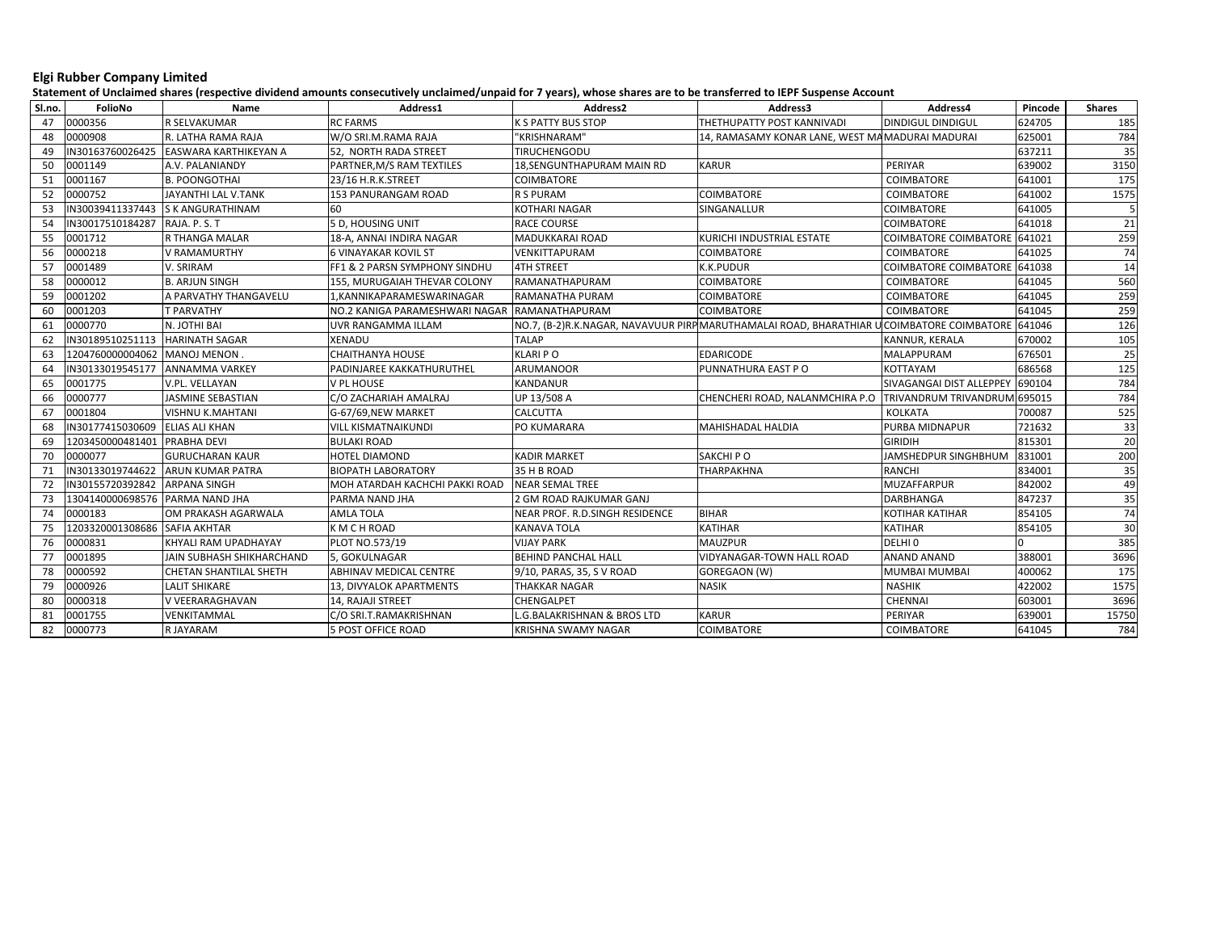**Elgi Rubber Company Limited**

**Statement of Unclaimed shares (respective dividend amounts consecutively unclaimed/unpaid for 7 years), whose shares are to be transferred to IEPF Suspense Account**

| Sl.no. | FolioNo | Name | Address1 | Address2 | Address3 | Address4 | Pincode | Shares |
|---|---|---|---|---|---|---|---|---|
| 47 | 0000356 | R SELVAKUMAR | RC FARMS | K S PATTY BUS STOP | THETHUPATTY POST KANNIVADI | DINDIGUL DINDIGUL | 624705 | 185 |
| 48 | 0000908 | R. LATHA RAMA RAJA | W/O SRI.M.RAMA RAJA | "KRISHNARAM" | 14, RAMASAMY KONAR LANE, WEST MA | MADURAI MADURAI | 625001 | 784 |
| 49 | IN30163760026425 | EASWARA KARTHIKEYAN A | 52, NORTH RADA STREET | TIRUCHENGODU | | | 637211 | 35 |
| 50 | 0001149 | A.V. PALANIANDY | PARTNER,M/S RAM TEXTILES | 18,SENGUNTHAPURAM MAIN RD | KARUR | PERIYAR | 639002 | 3150 |
| 51 | 0001167 | B. POONGOTHAI | 23/16 H.R.K.STREET | COIMBATORE | | COIMBATORE | 641001 | 175 |
| 52 | 0000752 | JAYANTHI LAL V.TANK | 153 PANURANGAM ROAD | R S PURAM | COIMBATORE | COIMBATORE | 641002 | 1575 |
| 53 | IN30039411337443 | S K ANGURATHINAM | 60 | KOTHARI NAGAR | SINGANALLUR | COIMBATORE | 641005 | 5 |
| 54 | IN30017510184287 | RAJA. P. S. T | 5 D, HOUSING UNIT | RACE COURSE | | COIMBATORE | 641018 | 21 |
| 55 | 0001712 | R THANGA MALAR | 18-A, ANNAI INDIRA NAGAR | MADUKKARAI ROAD | KURICHI INDUSTRIAL ESTATE | COIMBATORE COIMBATORE | 641021 | 259 |
| 56 | 0000218 | V RAMAMURTHY | 6 VINAYAKAR KOVIL ST | VENKITTAPURAM | COIMBATORE | COIMBATORE | 641025 | 74 |
| 57 | 0001489 | V. SRIRAM | FF1 & 2 PARSN SYMPHONY SINDHU | 4TH STREET | K.K.PUDUR | COIMBATORE COIMBATORE | 641038 | 14 |
| 58 | 0000012 | B. ARJUN SINGH | 155, MURUGAIAH THEVAR COLONY | RAMANATHAPURAM | COIMBATORE | COIMBATORE | 641045 | 560 |
| 59 | 0001202 | A PARVATHY THANGAVELU | 1,KANNIKAPARAMESWARINAGAR | RAMANATHA PURAM | COIMBATORE | COIMBATORE | 641045 | 259 |
| 60 | 0001203 | T PARVATHY | NO.2 KANIGA PARAMESHWARI NAGAR | RAMANATHAPURAM | COIMBATORE | COIMBATORE | 641045 | 259 |
| 61 | 0000770 | N. JOTHI BAI | UVR RANGAMMA ILLAM | NO.7, (B-2)R.K.NAGAR, NAVAVUUR PIRP | MARUTHAMALAI ROAD, BHARATHIAR U | COIMBATORE COIMBATORE | 641046 | 126 |
| 62 | IN30189510251113 | HARINATH SAGAR | XENADU | TALAP | | KANNUR, KERALA | 670002 | 105 |
| 63 | 1204760000004062 | MANOJ MENON . | CHAITHANYA HOUSE | KLARI P O | EDARICODE | MALAPPURAM | 676501 | 25 |
| 64 | IN30133019545177 | ANNAMMA VARKEY | PADINJAREE KAKKATHURUTHEL | ARUMANOOR | PUNNATHURA EAST P O | KOTTAYAM | 686568 | 125 |
| 65 | 0001775 | V.PL. VELLAYAN | V PL HOUSE | KANDANUR | | SIVAGANGAI DIST ALLEPPEY | 690104 | 784 |
| 66 | 0000777 | JASMINE SEBASTIAN | C/O ZACHARIAH AMALRAJ | UP 13/508 A | CHENCHERI ROAD, NALANMCHIRA P.O | TRIVANDRUM TRIVANDRUM | 695015 | 784 |
| 67 | 0001804 | VISHNU K.MAHTANI | G-67/69,NEW MARKET | CALCUTTA | | KOLKATA | 700087 | 525 |
| 68 | IN30177415030609 | ELIAS ALI KHAN | VILL KISMATNAIKUNDI | PO KUMARARA | MAHISHADAL HALDIA | PURBA MIDNAPUR | 721632 | 33 |
| 69 | 1203450000481401 | PRABHA DEVI | BULAKI ROAD | | | GIRIDIH | 815301 | 20 |
| 70 | 0000077 | GURUCHARAN KAUR | HOTEL DIAMOND | KADIR MARKET | SAKCHI P O | JAMSHEDPUR SINGHBHUM | 831001 | 200 |
| 71 | IN30133019744622 | ARUN KUMAR PATRA | BIOPATH LABORATORY | 35 H B ROAD | THARPAKHNA | RANCHI | 834001 | 35 |
| 72 | IN30155720392842 | ARPANA SINGH | MOH ATARDAH KACHCHI PAKKI ROAD | NEAR SEMAL TREE | | MUZAFFARPUR | 842002 | 49 |
| 73 | 1304140000698576 | PARMA NAND JHA | PARMA NAND JHA | 2 GM ROAD RAJKUMAR GANJ | | DARBHANGA | 847237 | 35 |
| 74 | 0000183 | OM PRAKASH AGARWALA | AMLA TOLA | NEAR PROF. R.D.SINGH RESIDENCE | BIHAR | KOTIHAR KATIHAR | 854105 | 74 |
| 75 | 1203320001308686 | SAFIA AKHTAR | K M C H ROAD | KANAVA TOLA | KATIHAR | KATIHAR | 854105 | 30 |
| 76 | 0000831 | KHYALI RAM UPADHAYAY | PLOT NO.573/19 | VIJAY PARK | MAUZPUR | DELHI 0 | 0 | 385 |
| 77 | 0001895 | JAIN SUBHASH SHIKHARCHAND | 5, GOKULNAGAR | BEHIND PANCHAL HALL | VIDYANAGAR-TOWN HALL ROAD | ANAND ANAND | 388001 | 3696 |
| 78 | 0000592 | CHETAN SHANTILAL SHETH | ABHINAV MEDICAL CENTRE | 9/10, PARAS, 35, S V ROAD | GOREGAON (W) | MUMBAI MUMBAI | 400062 | 175 |
| 79 | 0000926 | LALIT SHIKARE | 13, DIVYALOK APARTMENTS | THAKKAR NAGAR | NASIK | NASHIK | 422002 | 1575 |
| 80 | 0000318 | V VEERARAGHAVAN | 14, RAJAJI STREET | CHENGALPET | | CHENNAI | 603001 | 3696 |
| 81 | 0001755 | VENKITAMMAL | C/O SRI.T.RAMAKRISHNAN | L.G.BALAKRISHNAN & BROS LTD | KARUR | PERIYAR | 639001 | 15750 |
| 82 | 0000773 | R JAYARAM | 5 POST OFFICE ROAD | KRISHNA SWAMY NAGAR | COIMBATORE | COIMBATORE | 641045 | 784 |